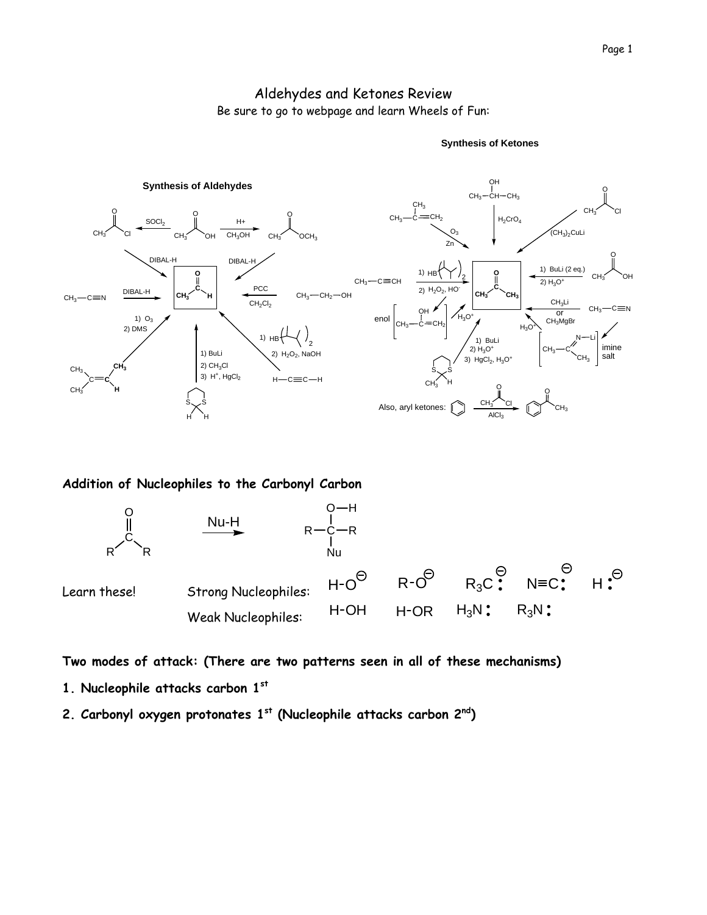# Aldehydes and Ketones Review

Be sure to go to webpage and learn Wheels of Fun:

**Synthesis of Aldehydes**

**Synthesis of Ketones**

Also, aryl ketones:

## Addition of Nucleophiles to the Carbonyl Carbon

Learn these! Strong Nucleophiles: $H\text{-}O^{\ominus}$ $R\text{-}O^{\ominus}$ $R_3C:^{\ominus}$ $N{\equiv}C:^{\ominus}$ $H:^{\ominus}$

Weak Nucleophiles: $H\text{-}OH$ $H\text{-}OR$ $H_3N:$ $R_3N:$

**Two modes of attack: (There are two patterns seen in all of these mechanisms)**

**1. Nucleophile attacks carbon 1st**

**2. Carbonyl oxygen protonates 1st (Nucleophile attacks carbon 2nd)**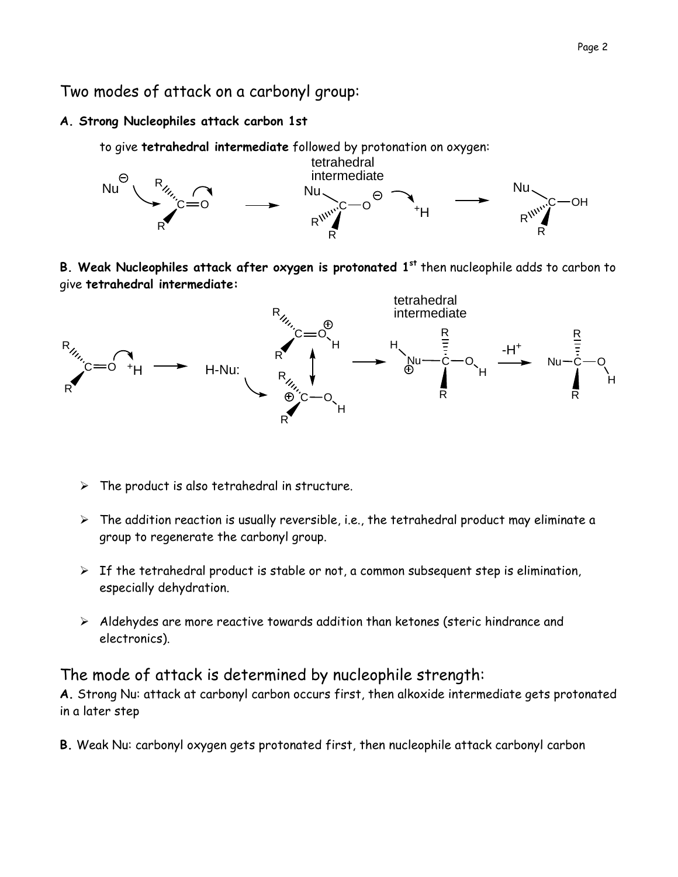## Two modes of attack on a carbonyl group:

**A. Strong Nucleophiles attack carbon 1st**

to give **tetrahedral intermediate** followed by protonation on oxygen:

**B. Weak Nucleophiles attack after oxygen is protonated 1st** then nucleophile adds to carbon to give **tetrahedral intermediate:**

- The product is also tetrahedral in structure.
- The addition reaction is usually reversible, i.e., the tetrahedral product may eliminate a group to regenerate the carbonyl group.
- If the tetrahedral product is stable or not, a common subsequent step is elimination, especially dehydration.
- Aldehydes are more reactive towards addition than ketones (steric hindrance and electronics).

## The mode of attack is determined by nucleophile strength:

**A.** Strong Nu: attack at carbonyl carbon occurs first, then alkoxide intermediate gets protonated in a later step

**B.** Weak Nu: carbonyl oxygen gets protonated first, then nucleophile attack carbonyl carbon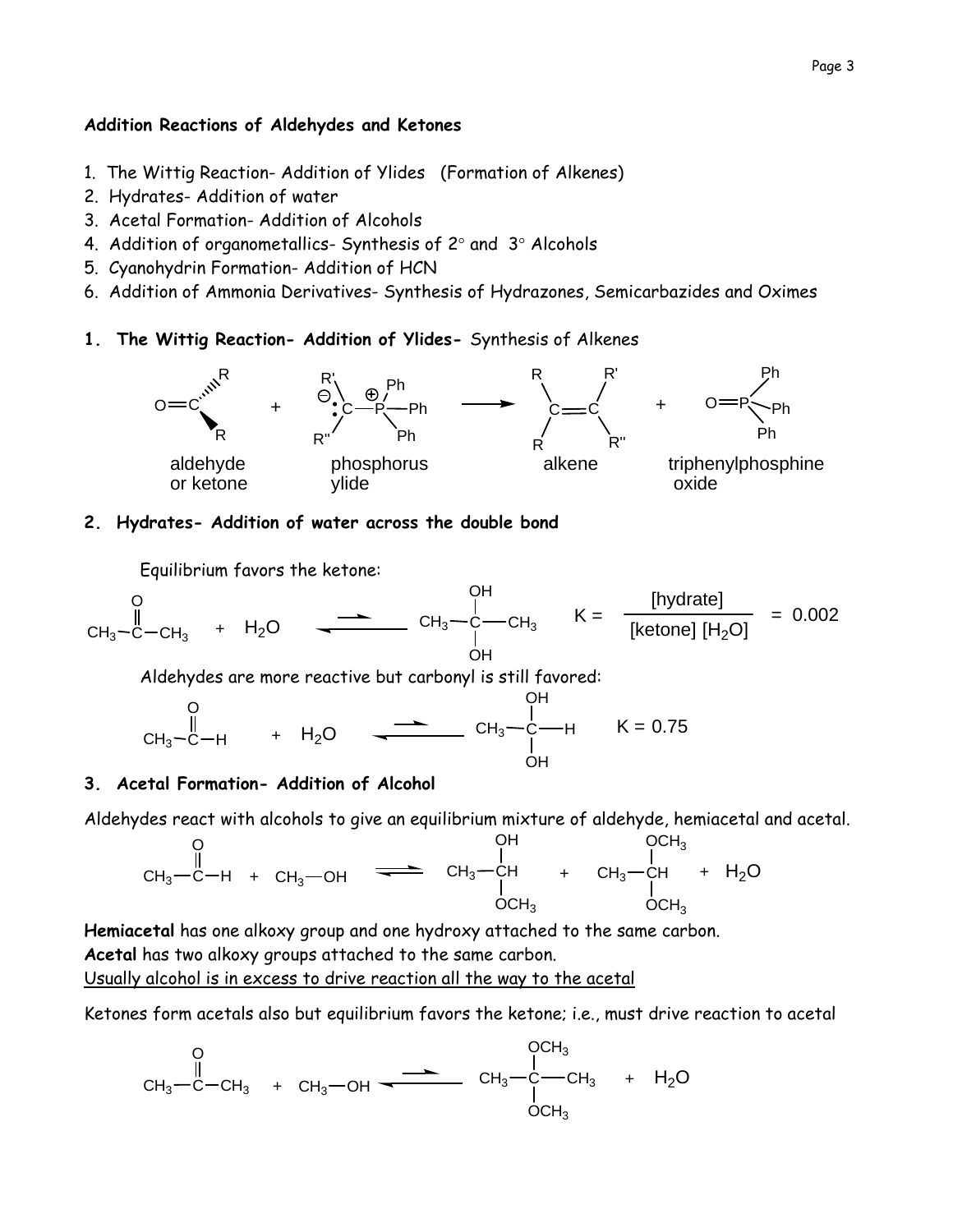**Addition Reactions of Aldehydes and Ketones**

1. The Wittig Reaction- Addition of Ylides (Formation of Alkenes)
2. Hydrates- Addition of water
3. Acetal Formation- Addition of Alcohols
4. Addition of organometallics- Synthesis of 2° and 3° Alcohols
5. Cyanohydrin Formation- Addition of HCN
6. Addition of Ammonia Derivatives- Synthesis of Hydrazones, Semicarbazides and Oximes

**1. The Wittig Reaction- Addition of Ylides-** Synthesis of Alkenes

$$R_2C{=}O \;+\; R'R''\overset{\ominus}{C}{-}\overset{\oplus}{P}Ph_3 \longrightarrow R_2C{=}CR'R'' \;+\; O{=}PPh_3$$

aldehyde or ketone + phosphorus ylide → alkene + triphenylphosphine oxide

**2. Hydrates- Addition of water across the double bond**

Equilibrium favors the ketone:

$$CH_3{-}\overset{O}{\overset{\|}{C}}{-}CH_3 + H_2O \rightleftharpoons CH_3{-}C(OH)_2{-}CH_3 \qquad K = \frac{[\text{hydrate}]}{[\text{ketone}][H_2O]} = 0.002$$

Aldehydes are more reactive but carbonyl is still favored:

$$CH_3{-}\overset{O}{\overset{\|}{C}}{-}H + H_2O \rightleftharpoons CH_3{-}C(OH)_2{-}H \qquad K = 0.75$$

**3. Acetal Formation- Addition of Alcohol**

Aldehydes react with alcohols to give an equilibrium mixture of aldehyde, hemiacetal and acetal.

$$CH_3{-}\overset{O}{\overset{\|}{C}}{-}H + CH_3{-}OH \rightleftharpoons CH_3{-}CH(OH)(OCH_3) + CH_3{-}CH(OCH_3)_2 + H_2O$$

**Hemiacetal** has one alkoxy group and one hydroxy attached to the same carbon.
**Acetal** has two alkoxy groups attached to the same carbon.
<u>Usually alcohol is in excess to drive reaction all the way to the acetal</u>

Ketones form acetals also but equilibrium favors the ketone; i.e., must drive reaction to acetal

$$CH_3{-}\overset{O}{\overset{\|}{C}}{-}CH_3 + CH_3{-}OH \rightleftharpoons CH_3{-}C(OCH_3)_2{-}CH_3 + H_2O$$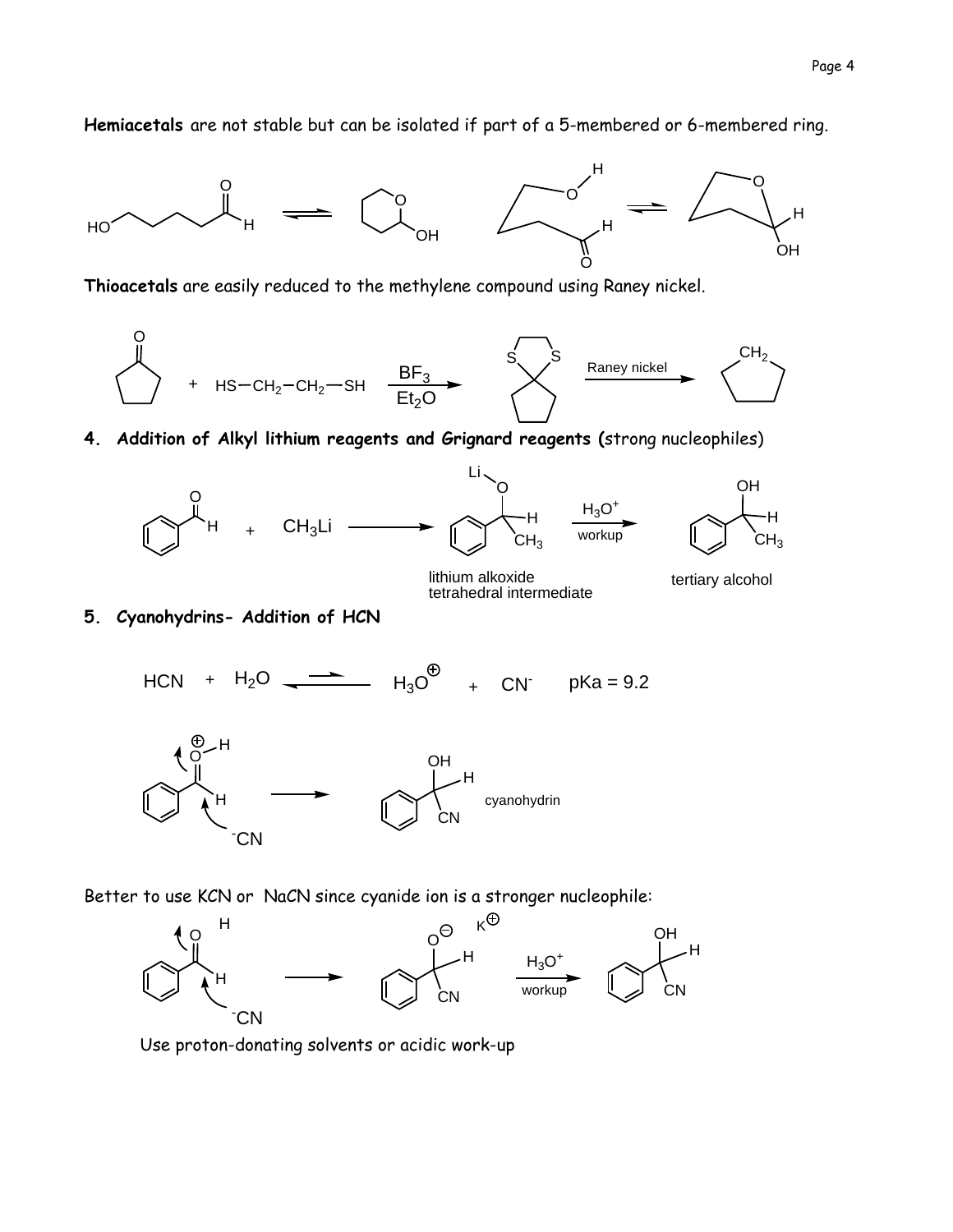**Hemiacetals** are not stable but can be isolated if part of a 5-membered or 6-membered ring.

HO ... H (O) ⇌ (cyclic, O, OH)

**Thioacetals** are easily reduced to the methylene compound using Raney nickel.

$+ \ HS{-}CH_2{-}CH_2{-}SH \xrightarrow[Et_2O]{BF_3}$ (S, S) $\xrightarrow{\text{Raney nickel}}$ $CH_2$

**4. Addition of Alkyl lithium reagents and Grignard reagents (**strong nucleophiles)

$+ \ CH_3Li \longrightarrow$ (Li–O, H, $CH_3$) $\xrightarrow[\text{workup}]{H_3O^+}$ (OH, H, $CH_3$)

lithium alkoxide tetrahedral intermediate

tertiary alcohol

**5. Cyanohydrins- Addition of HCN**

$$HCN + H_2O \rightleftharpoons H_3O^{\oplus} + CN^- \quad pKa = 9.2$$

($\overset{\oplus}{O}$–H, H, $^-CN$) $\longrightarrow$ (OH, H, CN) cyanohydrin

Better to use KCN or NaCN since cyanide ion is a stronger nucleophile:

(O, H, $^-CN$) $\longrightarrow$ ($O^{\ominus}$ $K^{\oplus}$, H, CN) $\xrightarrow[\text{workup}]{H_3O^+}$ (OH, H, CN)

Use proton-donating solvents or acidic work-up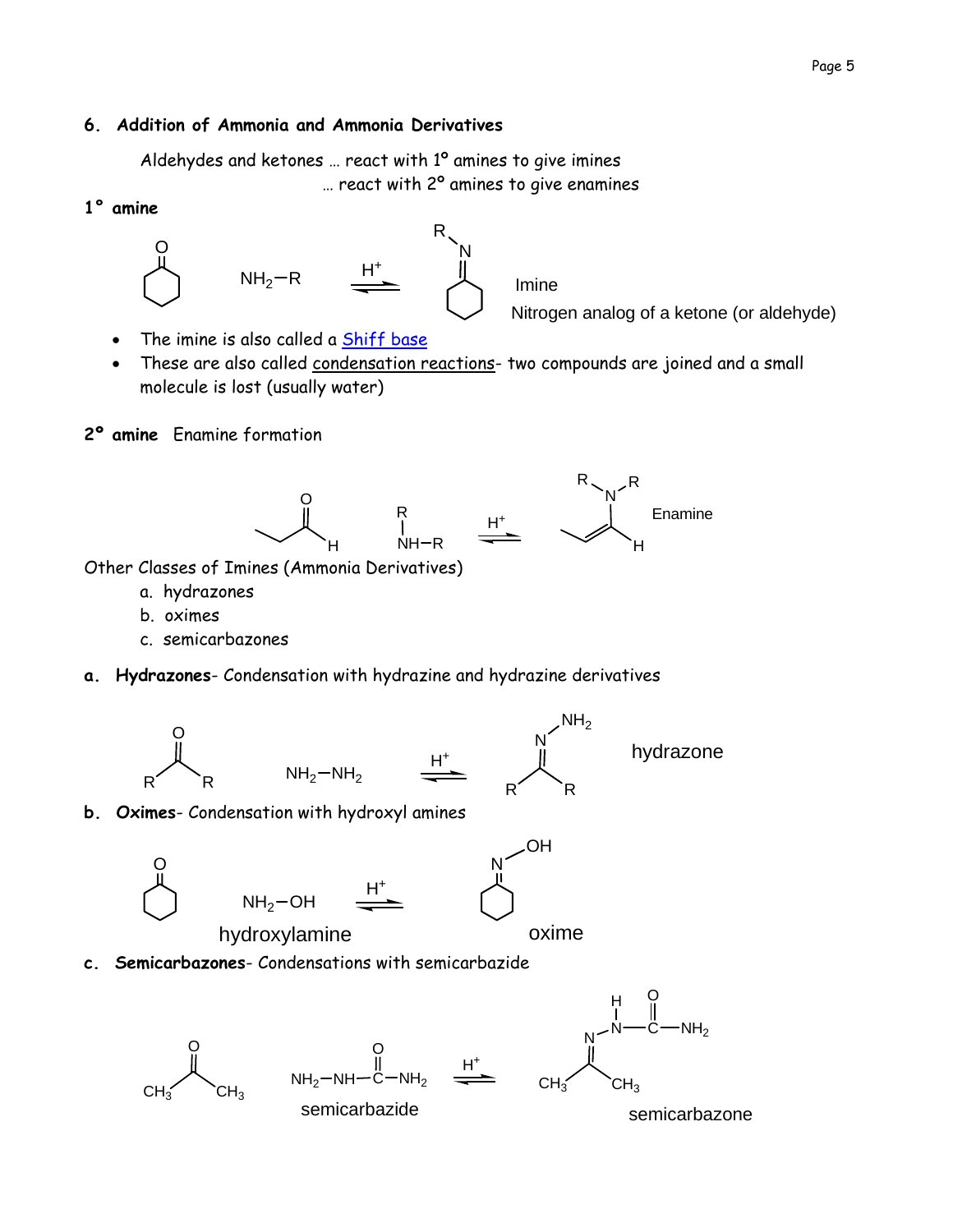## 6. Addition of Ammonia and Ammonia Derivatives

Aldehydes and ketones … react with 1° amines to give imines

… react with 2° amines to give enamines

**1° amine**

NH$_2$−R

H$^+$

Imine

Nitrogen analog of a ketone (or aldehyde)

- The imine is also called a Shiff base
- These are also called condensation reactions- two compounds are joined and a small molecule is lost (usually water)

**2° amine** Enamine formation

H$^+$

Enamine

Other Classes of Imines (Ammonia Derivatives)

a. hydrazones
b. oximes
c. semicarbazones

**a. Hydrazones**- Condensation with hydrazine and hydrazine derivatives

NH$_2$−NH$_2$

H$^+$

hydrazone

**b. Oximes**- Condensation with hydroxyl amines

NH$_2$−OH

hydroxylamine

H$^+$

oxime

**c. Semicarbazones**- Condensations with semicarbazide

NH$_2$−NH−C(=O)−NH$_2$

semicarbazide

H$^+$

semicarbazone